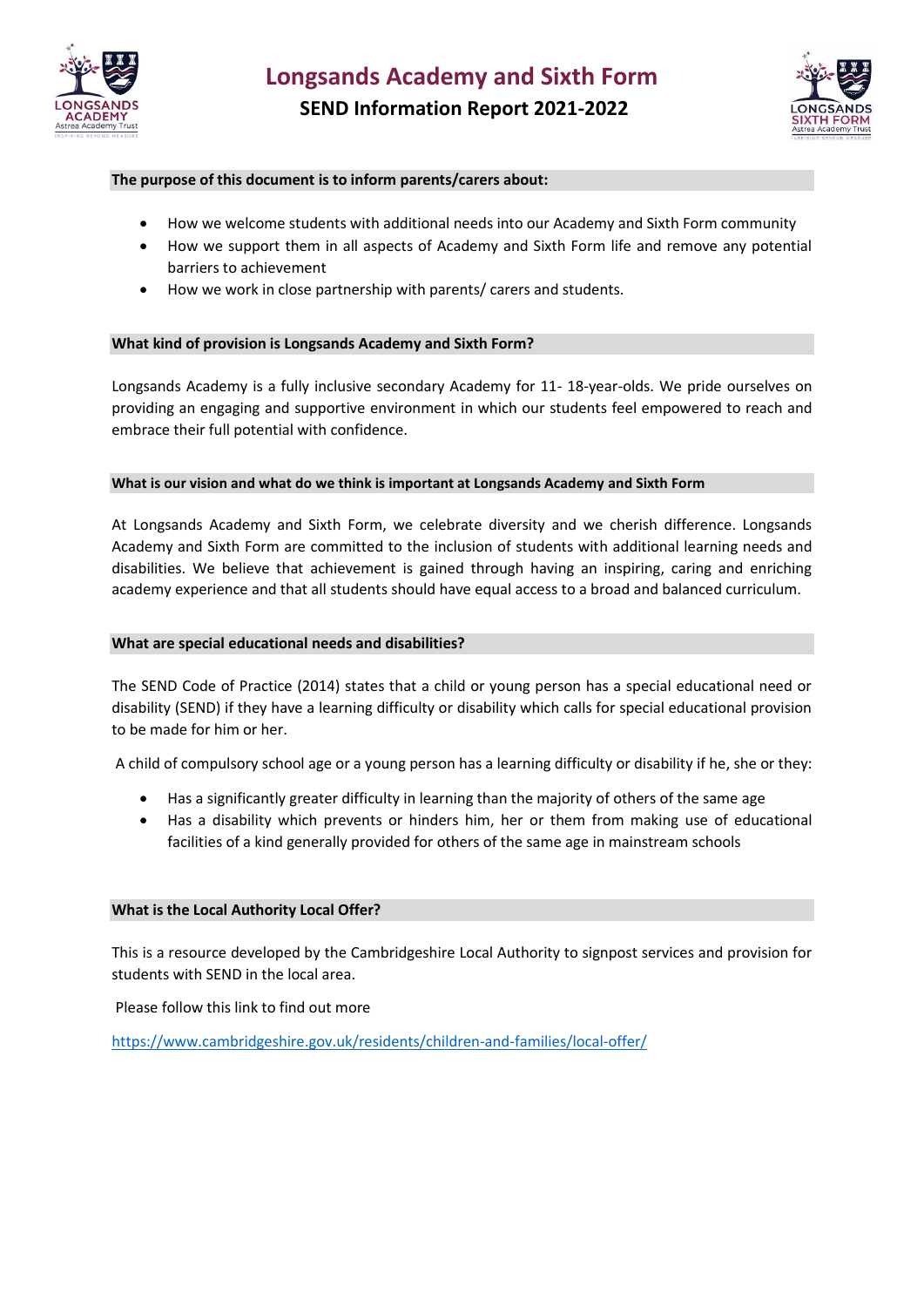# Longsands Academy and Sixth Form

## SEND Information Report 2021-2022

**The purpose of this document is to inform parents/carers about:**

- How we welcome students with additional needs into our Academy and Sixth Form community
- How we support them in all aspects of Academy and Sixth Form life and remove any potential barriers to achievement
- How we work in close partnership with parents/ carers and students.

**What kind of provision is Longsands Academy and Sixth Form?**

Longsands Academy is a fully inclusive secondary Academy for 11- 18-year-olds. We pride ourselves on providing an engaging and supportive environment in which our students feel empowered to reach and embrace their full potential with confidence.

**What is our vision and what do we think is important at Longsands Academy and Sixth Form**

At Longsands Academy and Sixth Form, we celebrate diversity and we cherish difference. Longsands Academy and Sixth Form are committed to the inclusion of students with additional learning needs and disabilities. We believe that achievement is gained through having an inspiring, caring and enriching academy experience and that all students should have equal access to a broad and balanced curriculum.

**What are special educational needs and disabilities?**

The SEND Code of Practice (2014) states that a child or young person has a special educational need or disability (SEND) if they have a learning difficulty or disability which calls for special educational provision to be made for him or her.

A child of compulsory school age or a young person has a learning difficulty or disability if he, she or they:

- Has a significantly greater difficulty in learning than the majority of others of the same age
- Has a disability which prevents or hinders him, her or them from making use of educational facilities of a kind generally provided for others of the same age in mainstream schools

**What is the Local Authority Local Offer?**

This is a resource developed by the Cambridgeshire Local Authority to signpost services and provision for students with SEND in the local area.

Please follow this link to find out more

https://www.cambridgeshire.gov.uk/residents/children-and-families/local-offer/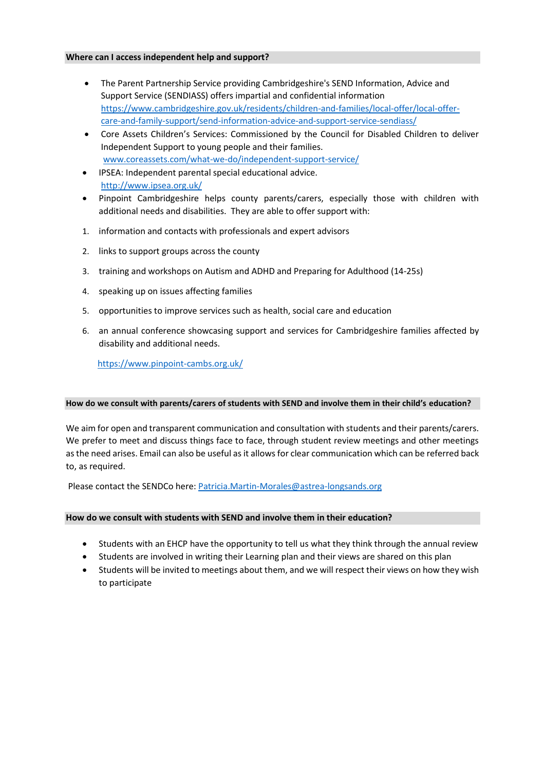## Where can I access independent help and support?

- The Parent Partnership Service providing Cambridgeshire's SEND Information, Advice and Support Service (SENDIASS) offers impartial and confidential information https://www.cambridgeshire.gov.uk/residents/children-and-families/local-offer/local-offer-care-and-family-support/send-information-advice-and-support-service-sendiass/
- Core Assets Children's Services: Commissioned by the Council for Disabled Children to deliver Independent Support to young people and their families. www.coreassets.com/what-we-do/independent-support-service/
- IPSEA: Independent parental special educational advice. http://www.ipsea.org.uk/
- Pinpoint Cambridgeshire helps county parents/carers, especially those with children with additional needs and disabilities. They are able to offer support with:

1. information and contacts with professionals and expert advisors
2. links to support groups across the county
3. training and workshops on Autism and ADHD and Preparing for Adulthood (14-25s)
4. speaking up on issues affecting families
5. opportunities to improve services such as health, social care and education
6. an annual conference showcasing support and services for Cambridgeshire families affected by disability and additional needs.

https://www.pinpoint-cambs.org.uk/

## How do we consult with parents/carers of students with SEND and involve them in their child's education?

We aim for open and transparent communication and consultation with students and their parents/carers. We prefer to meet and discuss things face to face, through student review meetings and other meetings as the need arises. Email can also be useful as it allows for clear communication which can be referred back to, as required.

Please contact the SENDCo here: Patricia.Martin-Morales@astrea-longsands.org

## How do we consult with students with SEND and involve them in their education?

- Students with an EHCP have the opportunity to tell us what they think through the annual review
- Students are involved in writing their Learning plan and their views are shared on this plan
- Students will be invited to meetings about them, and we will respect their views on how they wish to participate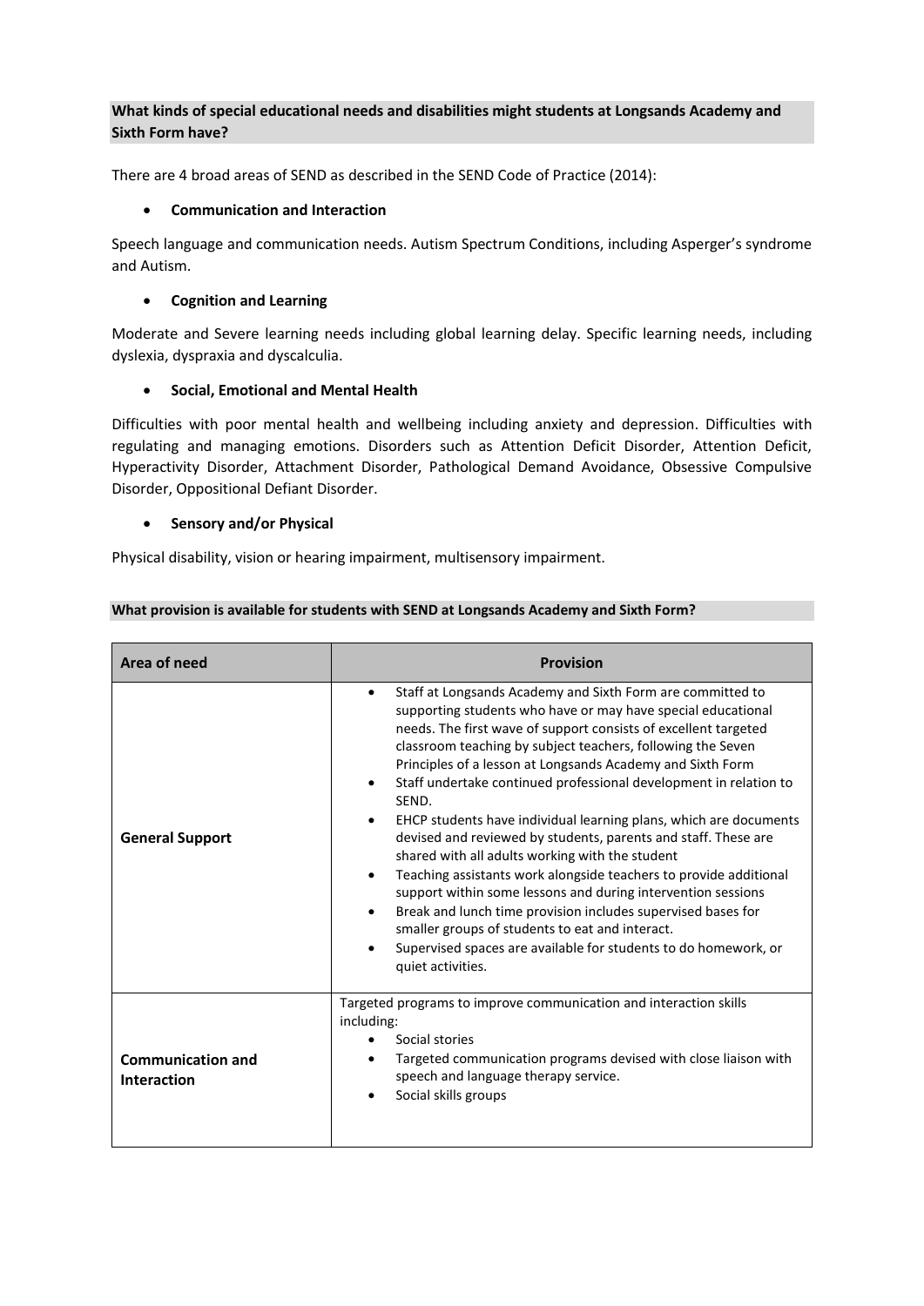## What kinds of special educational needs and disabilities might students at Longsands Academy and Sixth Form have?

There are 4 broad areas of SEND as described in the SEND Code of Practice (2014):

- **Communication and Interaction**

Speech language and communication needs. Autism Spectrum Conditions, including Asperger's syndrome and Autism.

- **Cognition and Learning**

Moderate and Severe learning needs including global learning delay. Specific learning needs, including dyslexia, dyspraxia and dyscalculia.

- **Social, Emotional and Mental Health**

Difficulties with poor mental health and wellbeing including anxiety and depression. Difficulties with regulating and managing emotions. Disorders such as Attention Deficit Disorder, Attention Deficit, Hyperactivity Disorder, Attachment Disorder, Pathological Demand Avoidance, Obsessive Compulsive Disorder, Oppositional Defiant Disorder.

- **Sensory and/or Physical**

Physical disability, vision or hearing impairment, multisensory impairment.

## What provision is available for students with SEND at Longsands Academy and Sixth Form?

| Area of need | Provision |
|---|---|
| **General Support** | • Staff at Longsands Academy and Sixth Form are committed to supporting students who have or may have special educational needs. The first wave of support consists of excellent targeted classroom teaching by subject teachers, following the Seven Principles of a lesson at Longsands Academy and Sixth Form<br>• Staff undertake continued professional development in relation to SEND.<br>• EHCP students have individual learning plans, which are documents devised and reviewed by students, parents and staff. These are shared with all adults working with the student<br>• Teaching assistants work alongside teachers to provide additional support within some lessons and during intervention sessions<br>• Break and lunch time provision includes supervised bases for smaller groups of students to eat and interact.<br>• Supervised spaces are available for students to do homework, or quiet activities. |
| **Communication and Interaction** | Targeted programs to improve communication and interaction skills including:<br>• Social stories<br>• Targeted communication programs devised with close liaison with speech and language therapy service.<br>• Social skills groups |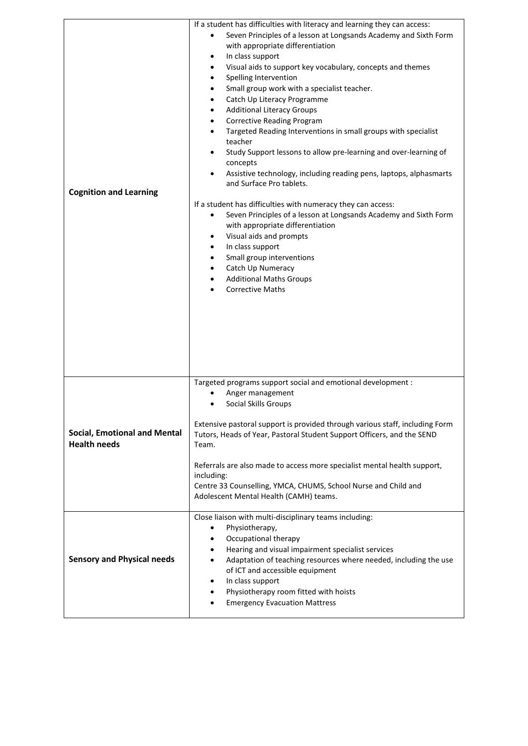| | |
|---|---|
| **Cognition and Learning** | If a student has difficulties with literacy and learning they can access:<br>• Seven Principles of a lesson at Longsands Academy and Sixth Form with appropriate differentiation<br>• In class support<br>• Visual aids to support key vocabulary, concepts and themes<br>• Spelling Intervention<br>• Small group work with a specialist teacher.<br>• Catch Up Literacy Programme<br>• Additional Literacy Groups<br>• Corrective Reading Program<br>• Targeted Reading Interventions in small groups with specialist teacher<br>• Study Support lessons to allow pre-learning and over-learning of concepts<br>• Assistive technology, including reading pens, laptops, alphasmarts and Surface Pro tablets.<br><br>If a student has difficulties with numeracy they can access:<br>• Seven Principles of a lesson at Longsands Academy and Sixth Form with appropriate differentiation<br>• Visual aids and prompts<br>• In class support<br>• Small group interventions<br>• Catch Up Numeracy<br>• Additional Maths Groups<br>• Corrective Maths |
| **Social, Emotional and Mental Health needs** | Targeted programs support social and emotional development :<br>• Anger management<br>• Social Skills Groups<br><br>Extensive pastoral support is provided through various staff, including Form Tutors, Heads of Year, Pastoral Student Support Officers, and the SEND Team.<br><br>Referrals are also made to access more specialist mental health support, including:<br>Centre 33 Counselling, YMCA, CHUMS, School Nurse and Child and Adolescent Mental Health (CAMH) teams. |
| **Sensory and Physical needs** | Close liaison with multi-disciplinary teams including:<br>• Physiotherapy,<br>• Occupational therapy<br>• Hearing and visual impairment specialist services<br>• Adaptation of teaching resources where needed, including the use of ICT and accessible equipment<br>• In class support<br>• Physiotherapy room fitted with hoists<br>• Emergency Evacuation Mattress |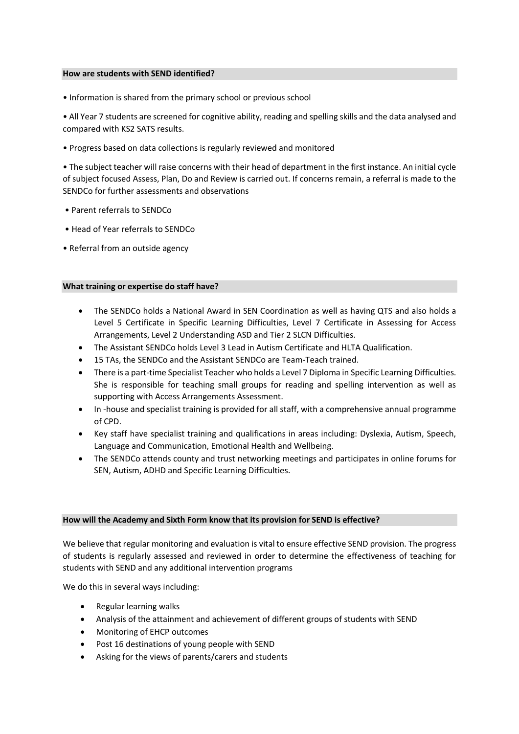## How are students with SEND identified?

- Information is shared from the primary school or previous school
- All Year 7 students are screened for cognitive ability, reading and spelling skills and the data analysed and compared with KS2 SATS results.
- Progress based on data collections is regularly reviewed and monitored
- The subject teacher will raise concerns with their head of department in the first instance. An initial cycle of subject focused Assess, Plan, Do and Review is carried out. If concerns remain, a referral is made to the SENDCo for further assessments and observations
- Parent referrals to SENDCo
- Head of Year referrals to SENDCo
- Referral from an outside agency

## What training or expertise do staff have?

- The SENDCo holds a National Award in SEN Coordination as well as having QTS and also holds a Level 5 Certificate in Specific Learning Difficulties, Level 7 Certificate in Assessing for Access Arrangements, Level 2 Understanding ASD and Tier 2 SLCN Difficulties.
- The Assistant SENDCo holds Level 3 Lead in Autism Certificate and HLTA Qualification.
- 15 TAs, the SENDCo and the Assistant SENDCo are Team-Teach trained.
- There is a part-time Specialist Teacher who holds a Level 7 Diploma in Specific Learning Difficulties. She is responsible for teaching small groups for reading and spelling intervention as well as supporting with Access Arrangements Assessment.
- In -house and specialist training is provided for all staff, with a comprehensive annual programme of CPD.
- Key staff have specialist training and qualifications in areas including: Dyslexia, Autism, Speech, Language and Communication, Emotional Health and Wellbeing.
- The SENDCo attends county and trust networking meetings and participates in online forums for SEN, Autism, ADHD and Specific Learning Difficulties.

## How will the Academy and Sixth Form know that its provision for SEND is effective?

We believe that regular monitoring and evaluation is vital to ensure effective SEND provision. The progress of students is regularly assessed and reviewed in order to determine the effectiveness of teaching for students with SEND and any additional intervention programs

We do this in several ways including:

- Regular learning walks
- Analysis of the attainment and achievement of different groups of students with SEND
- Monitoring of EHCP outcomes
- Post 16 destinations of young people with SEND
- Asking for the views of parents/carers and students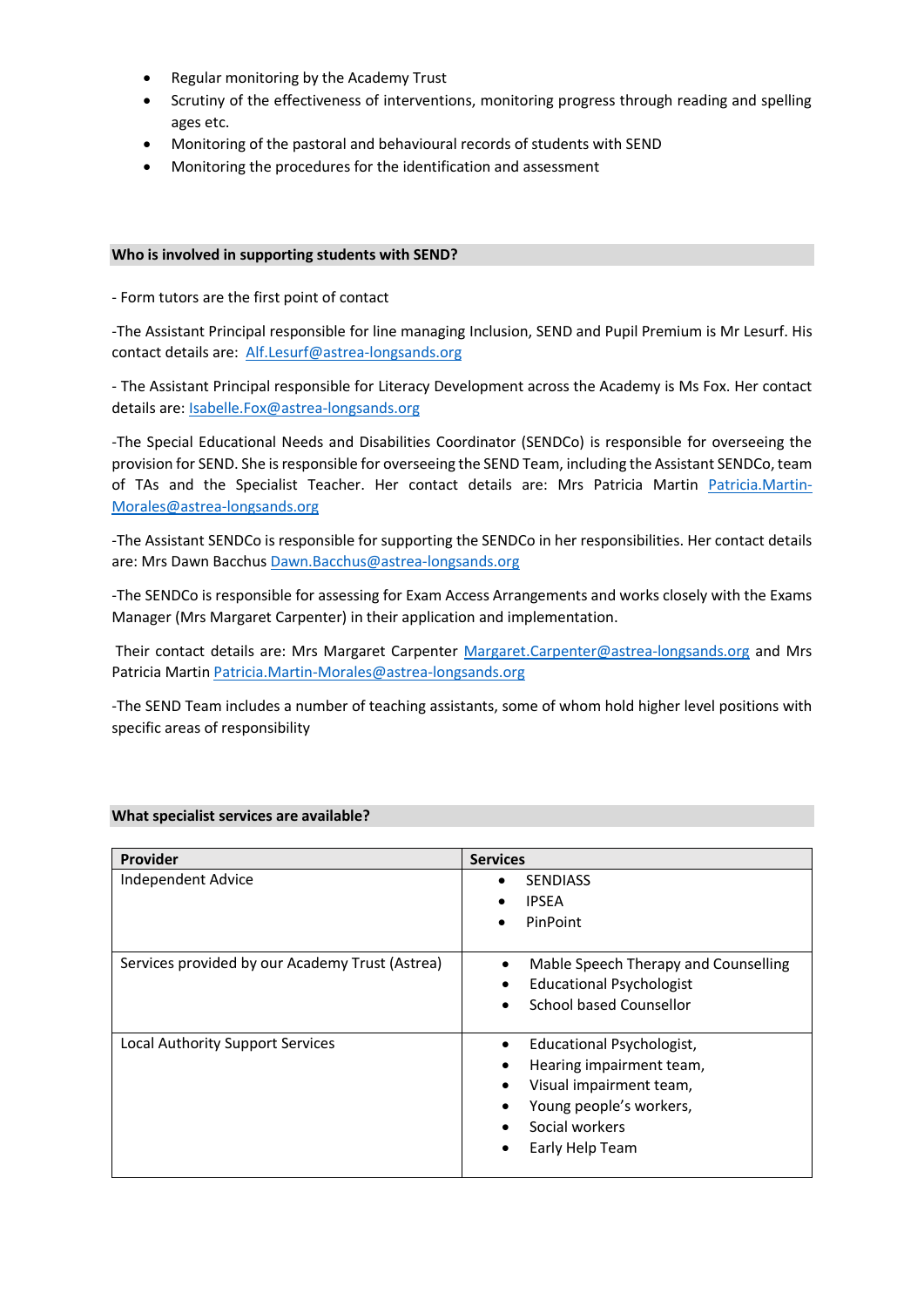- Regular monitoring by the Academy Trust
- Scrutiny of the effectiveness of interventions, monitoring progress through reading and spelling ages etc.
- Monitoring of the pastoral and behavioural records of students with SEND
- Monitoring the procedures for the identification and assessment

## Who is involved in supporting students with SEND?

- Form tutors are the first point of contact

-The Assistant Principal responsible for line managing Inclusion, SEND and Pupil Premium is Mr Lesurf. His contact details are: Alf.Lesurf@astrea-longsands.org

- The Assistant Principal responsible for Literacy Development across the Academy is Ms Fox. Her contact details are: Isabelle.Fox@astrea-longsands.org

-The Special Educational Needs and Disabilities Coordinator (SENDCo) is responsible for overseeing the provision for SEND. She is responsible for overseeing the SEND Team, including the Assistant SENDCo, team of TAs and the Specialist Teacher. Her contact details are: Mrs Patricia Martin Patricia.Martin-Morales@astrea-longsands.org

-The Assistant SENDCo is responsible for supporting the SENDCo in her responsibilities. Her contact details are: Mrs Dawn Bacchus Dawn.Bacchus@astrea-longsands.org

-The SENDCo is responsible for assessing for Exam Access Arrangements and works closely with the Exams Manager (Mrs Margaret Carpenter) in their application and implementation.

Their contact details are: Mrs Margaret Carpenter Margaret.Carpenter@astrea-longsands.org and Mrs Patricia Martin Patricia.Martin-Morales@astrea-longsands.org

-The SEND Team includes a number of teaching assistants, some of whom hold higher level positions with specific areas of responsibility

## What specialist services are available?

| Provider | Services |
|---|---|
| Independent Advice | • SENDIASS<br>• IPSEA<br>• PinPoint |
| Services provided by our Academy Trust (Astrea) | • Mable Speech Therapy and Counselling<br>• Educational Psychologist<br>• School based Counsellor |
| Local Authority Support Services | • Educational Psychologist,<br>• Hearing impairment team,<br>• Visual impairment team,<br>• Young people's workers,<br>• Social workers<br>• Early Help Team |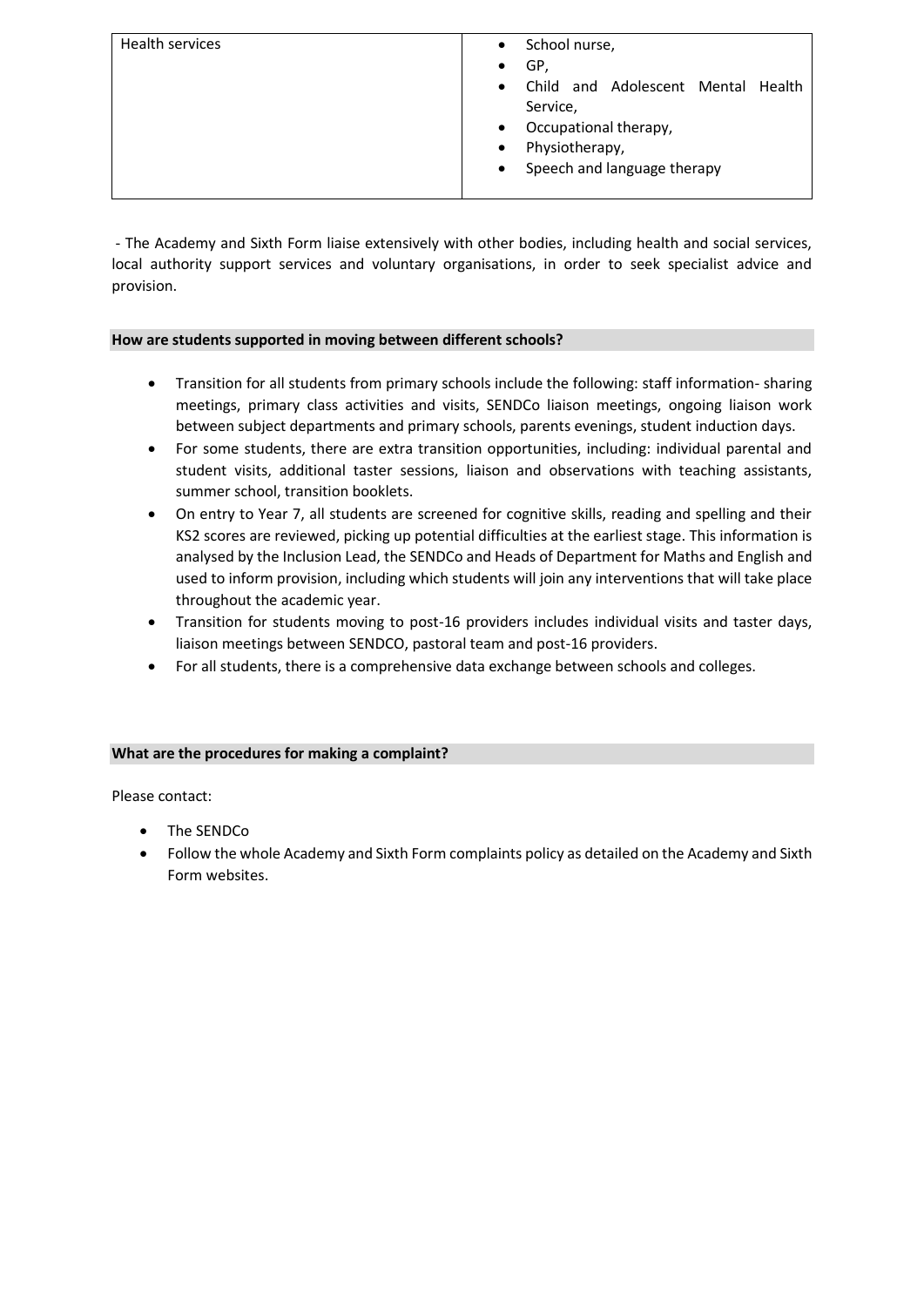| | |
|---|---|
| Health services | • School nurse,<br>• GP,<br>• Child and Adolescent Mental Health Service,<br>• Occupational therapy,<br>• Physiotherapy,<br>• Speech and language therapy |

- The Academy and Sixth Form liaise extensively with other bodies, including health and social services, local authority support services and voluntary organisations, in order to seek specialist advice and provision.

**How are students supported in moving between different schools?**

- Transition for all students from primary schools include the following: staff information- sharing meetings, primary class activities and visits, SENDCo liaison meetings, ongoing liaison work between subject departments and primary schools, parents evenings, student induction days.
- For some students, there are extra transition opportunities, including: individual parental and student visits, additional taster sessions, liaison and observations with teaching assistants, summer school, transition booklets.
- On entry to Year 7, all students are screened for cognitive skills, reading and spelling and their KS2 scores are reviewed, picking up potential difficulties at the earliest stage. This information is analysed by the Inclusion Lead, the SENDCo and Heads of Department for Maths and English and used to inform provision, including which students will join any interventions that will take place throughout the academic year.
- Transition for students moving to post-16 providers includes individual visits and taster days, liaison meetings between SENDCO, pastoral team and post-16 providers.
- For all students, there is a comprehensive data exchange between schools and colleges.

**What are the procedures for making a complaint?**

Please contact:

- The SENDCo
- Follow the whole Academy and Sixth Form complaints policy as detailed on the Academy and Sixth Form websites.